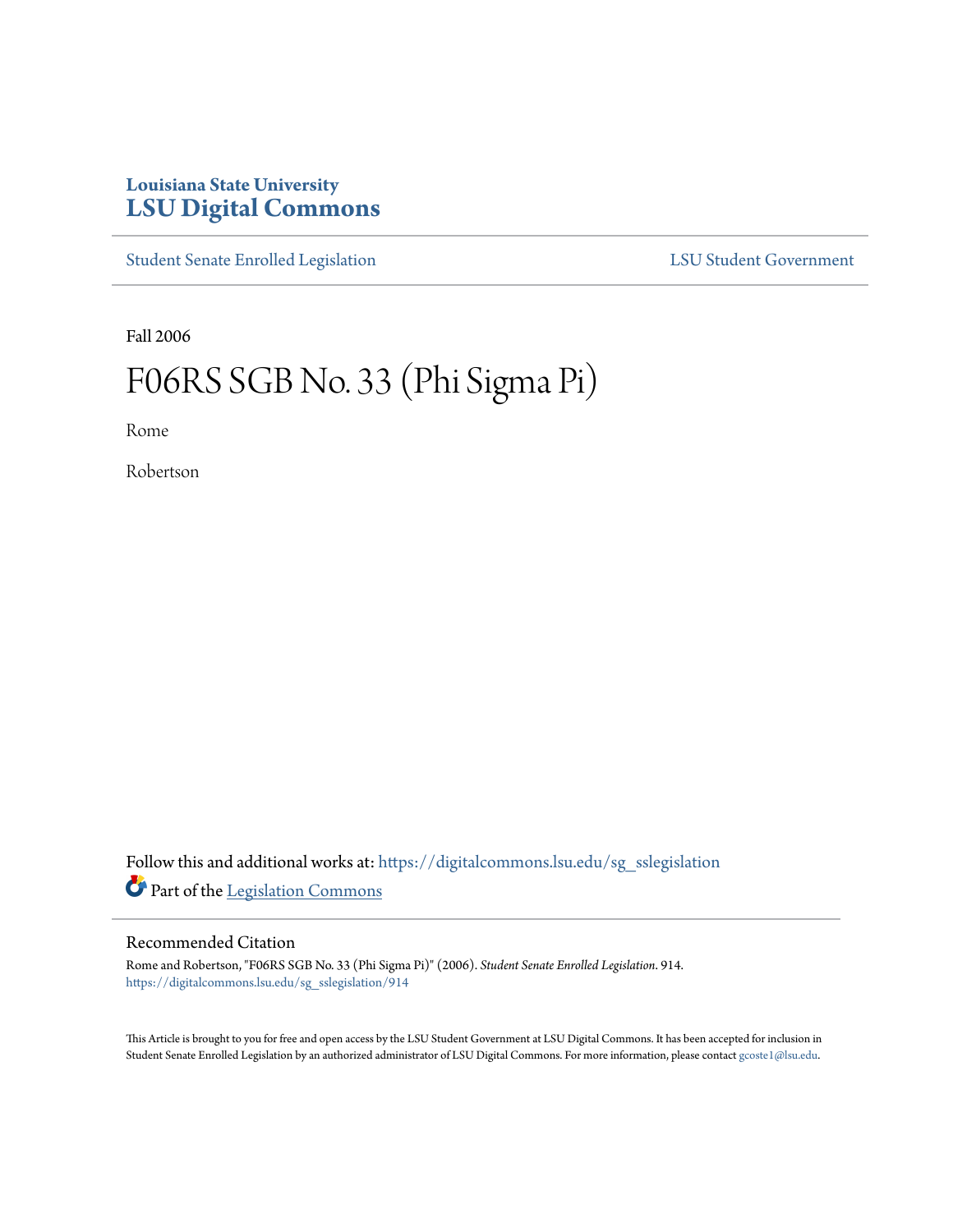Louisiana State University

# LSU Digital Commons

Student Senate Enrolled Legislation

LSU Student Government

Fall 2006

# F06RS SGB No. 33 (Phi Sigma Pi)

Rome

Robertson

Follow this and additional works at: https://digitalcommons.lsu.edu/sg_sslegislation

Part of the Legislation Commons

## Recommended Citation

Rome and Robertson, "F06RS SGB No. 33 (Phi Sigma Pi)" (2006). *Student Senate Enrolled Legislation*. 914.
https://digitalcommons.lsu.edu/sg_sslegislation/914

This Article is brought to you for free and open access by the LSU Student Government at LSU Digital Commons. It has been accepted for inclusion in Student Senate Enrolled Legislation by an authorized administrator of LSU Digital Commons. For more information, please contact gcoste1@lsu.edu.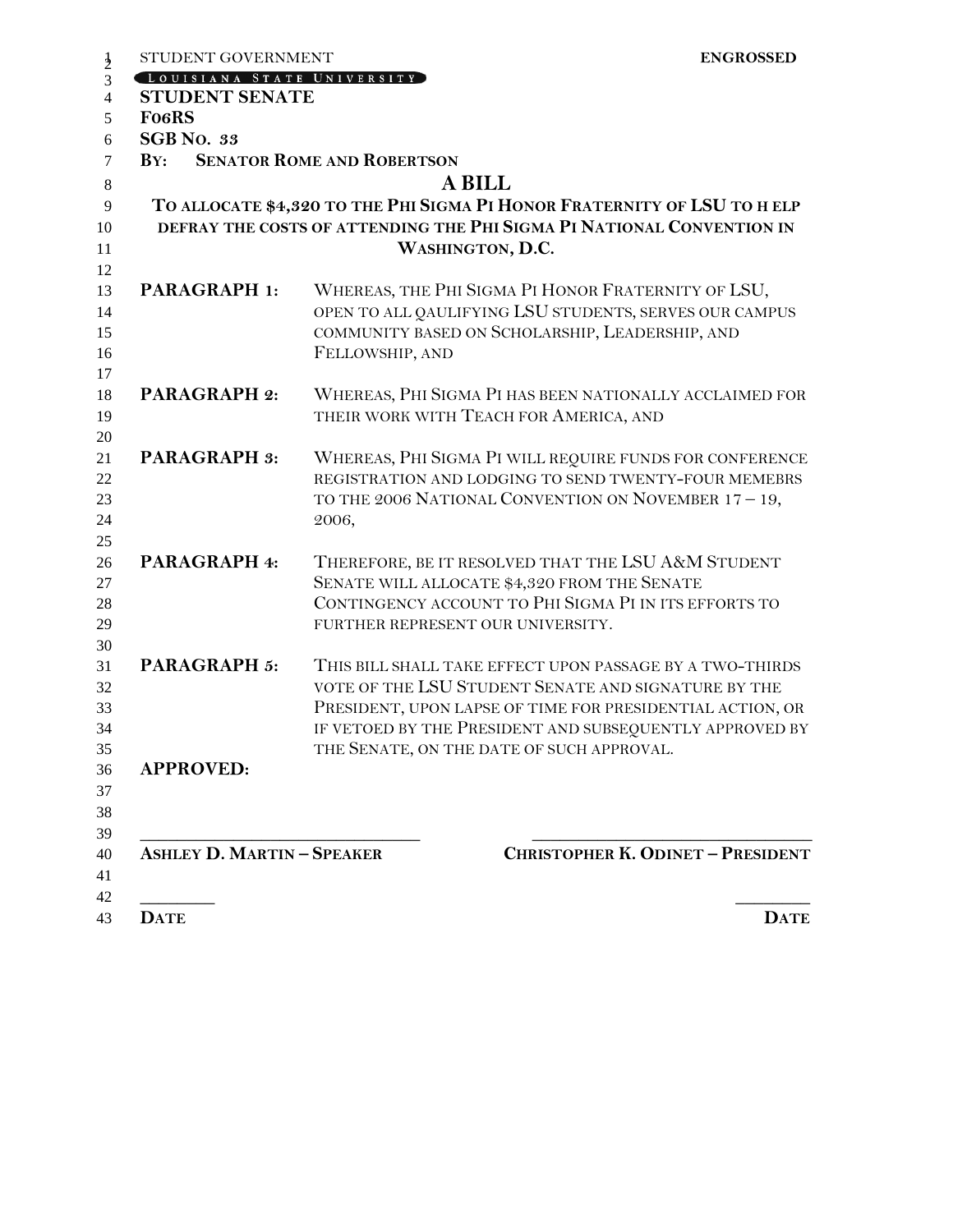STUDENT GOVERNMENT **ENGROSSED**

LOUISIANA STATE UNIVERSITY

**STUDENT SENATE**

**F06RS**

**SGB NO. 33**

**BY: SENATOR ROME AND ROBERTSON**

# A BILL

**TO ALLOCATE $4,320 TO THE PHI SIGMA PI HONOR FRATERNITY OF LSU TO H ELP DEFRAY THE COSTS OF ATTENDING THE PHI SIGMA PI NATIONAL CONVENTION IN WASHINGTON, D.C.**

**PARAGRAPH 1:** WHEREAS, THE PHI SIGMA PI HONOR FRATERNITY OF LSU, OPEN TO ALL QAULIFYING LSU STUDENTS, SERVES OUR CAMPUS COMMUNITY BASED ON SCHOLARSHIP, LEADERSHIP, AND FELLOWSHIP, AND

**PARAGRAPH 2:** WHEREAS, PHI SIGMA PI HAS BEEN NATIONALLY ACCLAIMED FOR THEIR WORK WITH TEACH FOR AMERICA, AND

**PARAGRAPH 3:** WHEREAS, PHI SIGMA PI WILL REQUIRE FUNDS FOR CONFERENCE REGISTRATION AND LODGING TO SEND TWENTY-FOUR MEMEBRS TO THE 2006 NATIONAL CONVENTION ON NOVEMBER 17 – 19, 2006,

**PARAGRAPH 4:** THEREFORE, BE IT RESOLVED THAT THE LSU A&M STUDENT SENATE WILL ALLOCATE $4,320 FROM THE SENATE CONTINGENCY ACCOUNT TO PHI SIGMA PI IN ITS EFFORTS TO FURTHER REPRESENT OUR UNIVERSITY.

**PARAGRAPH 5:** THIS BILL SHALL TAKE EFFECT UPON PASSAGE BY A TWO-THIRDS VOTE OF THE LSU STUDENT SENATE AND SIGNATURE BY THE PRESIDENT, UPON LAPSE OF TIME FOR PRESIDENTIAL ACTION, OR IF VETOED BY THE PRESIDENT AND SUBSEQUENTLY APPROVED BY THE SENATE, ON THE DATE OF SUCH APPROVAL.

**APPROVED:**

______________________________ ______________________________

**ASHLEY D. MARTIN – SPEAKER** **CHRISTOPHER K. ODINET – PRESIDENT**

________ ________

**DATE** **DATE**